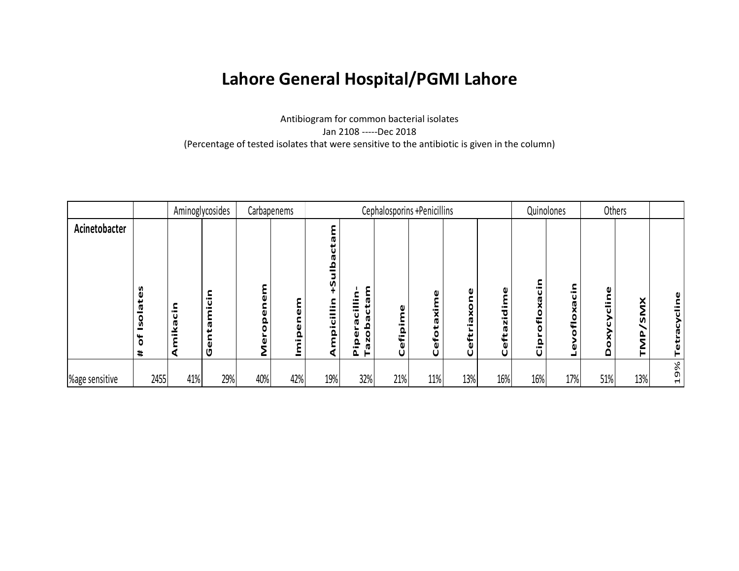# Lahore General Hospital/PGMI Lahore

Antibiogram for common bacterial isolates

Jan 2108 -----Dec 2018

(Percentage of tested isolates that were sensitive to the antibiotic is given in the column)

| | | Aminoglycosides | | Carbapenems | | Cephalosporins +Penicillins | | | | | | Quinolones | | Others | | |
|---|---|---|---|---|---|---|---|---|---|---|---|---|---|---|---|---|
| **Acinetobacter** | **# of Isolates** | **Amikacin** | **Gentamicin** | **Meropenem** | **Imipenem** | **Ampicillin +Sulbactam** | **Piperacillin-Tazobactam** | **Cefipime** | **Cefotaxime** | **Ceftriaxone** | **Ceftazidime** | **Ciprofloxacin** | **Levofloxacin** | **Doxycycline** | **TMP/SMX** | **Tetracycline** |
| %age sensitive | 2455 | 41% | 29% | 40% | 42% | 19% | 32% | 21% | 11% | 13% | 16% | 16% | 17% | 51% | 13% | 19% |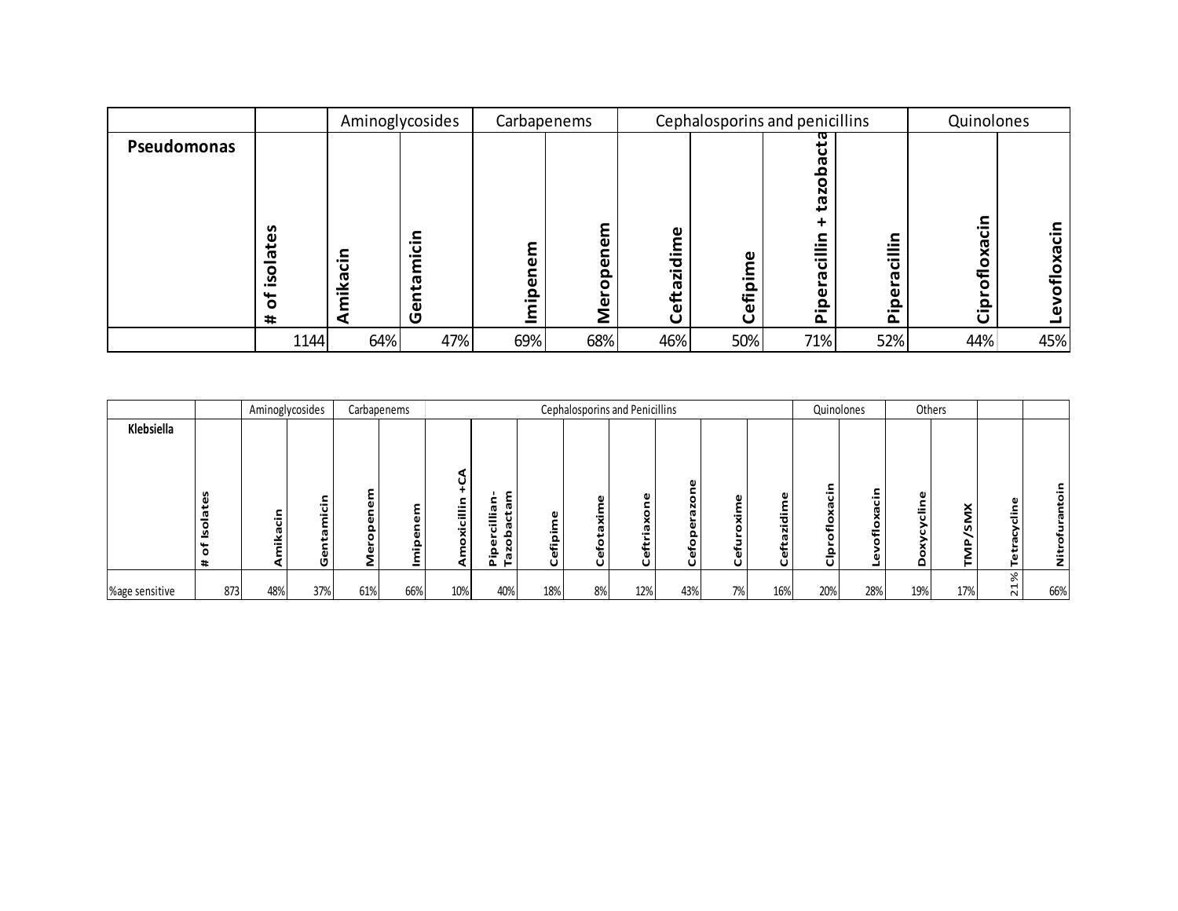| | | Aminoglycosides | | Carbapenems | | Cephalosporins and penicillins | | | | Quinolones | |
|---|---|---|---|---|---|---|---|---|---|---|---|
| **Pseudomonas** | **# of isolates** | **Amikacin** | **Gentamicin** | **Imipenem** | **Meropenem** | **Ceftazidime** | **Cefipime** | **Piperacillin + tazobacta** | **Piperacillin** | **Ciprofloxacin** | **Levofloxacin** |
| | 1144 | 64% | 47% | 69% | 68% | 46% | 50% | 71% | 52% | 44% | 45% |

| | | Aminoglycosides | | Carbapenems | | Cephalosporins and Penicillins | | | | | | | | Quinolones | | Others | | | |
|---|---|---|---|---|---|---|---|---|---|---|---|---|---|---|---|---|---|---|---|
| **Klebsiella** | **# of Isolates** | **Amikacin** | **Gentamicin** | **Meropenem** | **Imipenem** | **Amoxicillin +CA** | **Pipercillian-Tazobactam** | **Cefipime** | **Cefotaxime** | **Ceftriaxone** | **Cefoperazone** | **Cefuroxime** | **Ceftazidime** | **Clprofloxacin** | **Levofloxacin** | **Doxycycline** | **TMP/SMX** | **Tetracycline** | **Nitrofurantoin** |
| %age sensitive | 873 | 48% | 37% | 61% | 66% | 10% | 40% | 18% | 8% | 12% | 43% | 7% | 16% | 20% | 28% | 19% | 17% | 21% | 66% |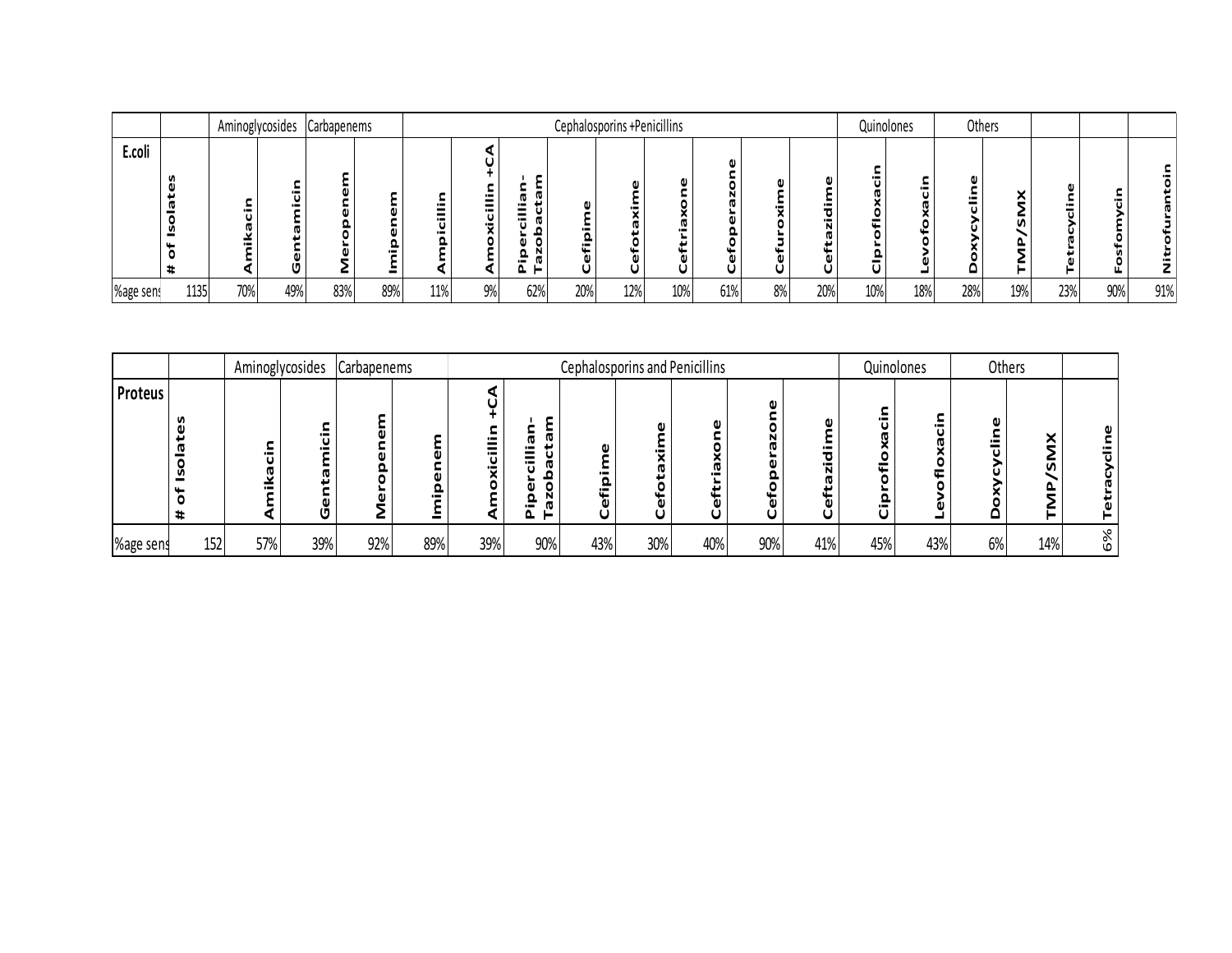| | | Aminoglycosides | | Carbapenems | | Cephalosporins +Penicillins | | | | | | | | | | Quinolones | | Others | | | | |
|---|---|---|---|---|---|---|---|---|---|---|---|---|---|---|---|---|---|---|---|---|---|---|
| **E.coli** | # of Isolates | Amikacin | Gentamicin | Meropenem | Imipenem | Ampicillin | Amoxicillin +CA | Pipercillian-Tazobactam | Cefipime | Cefotaxime | Ceftriaxone | Cefoperazone | Cefuroxime | Ceftazidime | CIprofloxacin | Levofoxacin | Doxycycline | TMP/SMX | Tetracycline | Fosfomycin | Nitrofurantoin |
| %age sens | 1135 | 70% | 49% | 83% | 89% | 11% | 9% | 62% | 20% | 12% | 10% | 61% | 8% | 20% | 10% | 18% | 28% | 19% | 23% | 90% | 91% |

| | | Aminoglycosides | | Carbapenems | | Cephalosporins and Penicillins | | | | | | | Quinolones | | Others | | |
|---|---|---|---|---|---|---|---|---|---|---|---|---|---|---|---|---|---|
| **Proteus** | # of Isolates | Amikacin | Gentamicin | Meropenem | Imipenem | Amoxicillin +CA | Pipercillian-Tazobactam | Cefipime | Cefotaxime | Ceftriaxone | Cefoperazone | Ceftazidime | Ciprofloxacin | Levofloxacin | Doxycycline | TMP/SMX | Tetracycline |
| %age sens | 152 | 57% | 39% | 92% | 89% | 39% | 90% | 43% | 30% | 40% | 90% | 41% | 45% | 43% | 6% | 14% | 6% |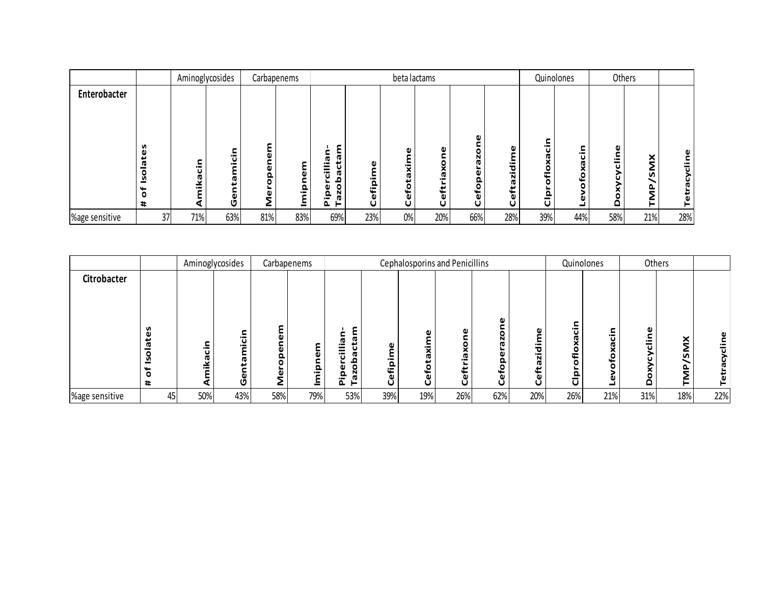| | | Aminoglycosides | | Carbapenems | | beta lactams | | | | | | Quinolones | | Others | | |
|---|---|---|---|---|---|---|---|---|---|---|---|---|---|---|---|---|
| **Enterobacter** | **# of Isolates** | **Amikacin** | **Gentamicin** | **Meropenem** | **Imipnem** | **Pipercillian-Tazobactam** | **Cefipime** | **Cefotaxime** | **Ceftriaxone** | **Cefoperazone** | **Ceftazidime** | **Clprofloxacin** | **Levofoxacin** | **Doxycycline** | **TMP/SMX** | **Tetracycline** |
| %age sensitive | 37 | 71% | 63% | 81% | 83% | 69% | 23% | 0% | 20% | 66% | 28% | 39% | 44% | 58% | 21% | 28% |

| | | Aminoglycosides | | Carbapenems | | Cephalosporins and Penicillins | | | | | | Quinolones | | Others | | |
|---|---|---|---|---|---|---|---|---|---|---|---|---|---|---|---|---|
| **Citrobacter** | **# of Isolates** | **Amikacin** | **Gentamicin** | **Meropenem** | **Imipnem** | **Pipercillian-Tazobactam** | **Cefipime** | **Cefotaxime** | **Ceftriaxone** | **Cefoperazone** | **Ceftazidime** | **Clprofloxacin** | **Levofoxacin** | **Doxycycline** | **TMP/SMX** | **Tetracycline** |
| %age sensitive | 45 | 50% | 43% | 58% | 79% | 53% | 39% | 19% | 26% | 62% | 20% | 26% | 21% | 31% | 18% | 22% |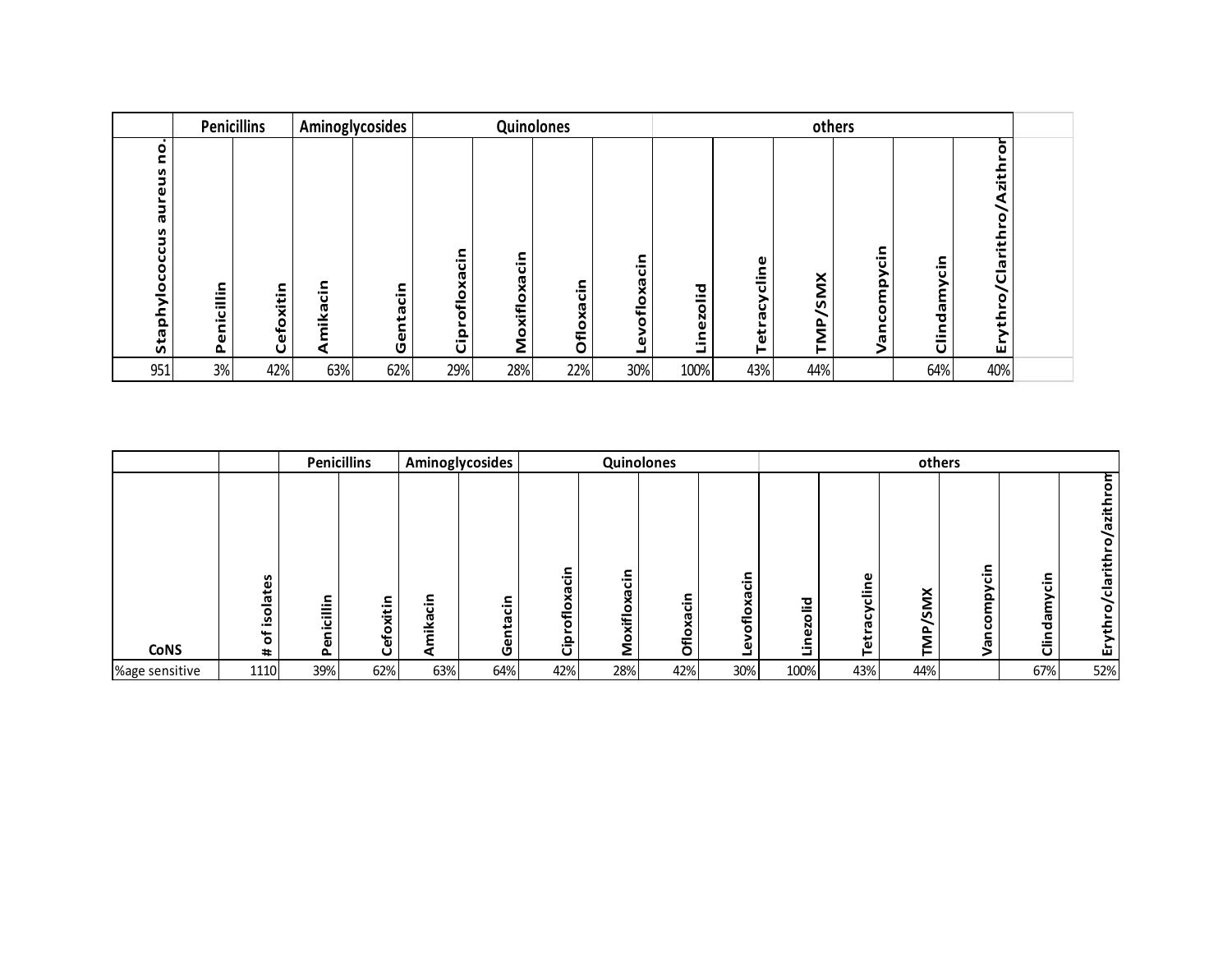|  | Penicillins | | Aminoglycosides | | Quinolones | | | | others | | | | | | |
|---|---|---|---|---|---|---|---|---|---|---|---|---|---|---|---|
| Staphylococcus aureus no. | Penicillin | Cefoxitin | Amikacin | Gentacin | Ciprofloxacin | Moxifloxacin | Ofloxacin | Levofloxacin | Linezolid | Tetracycline | TMP/SMX | Vancompycin | Clindamycin | Erythro/Clarithro/Azithror |  |
| 951 | 3% | 42% | 63% | 62% | 29% | 28% | 22% | 30% | 100% | 43% | 44% |  | 64% | 40% |  |

|  |  | Penicillins | | Aminoglycosides | | Quinolones | | | | others | | | | | |
|---|---|---|---|---|---|---|---|---|---|---|---|---|---|---|---|
| CoNS | # of isolates | Penicillin | Cefoxitin | Amikacin | Gentacin | Ciprofloxacin | Moxifloxacin | Ofloxacin | Levofloxacin | Linezolid | Tetracycline | TMP/SMX | Vancompycin | Clindamycin | Erythro/clarithro/azithrom |
| %age sensitive | 1110 | 39% | 62% | 63% | 64% | 42% | 28% | 42% | 30% | 100% | 43% | 44% |  | 67% | 52% |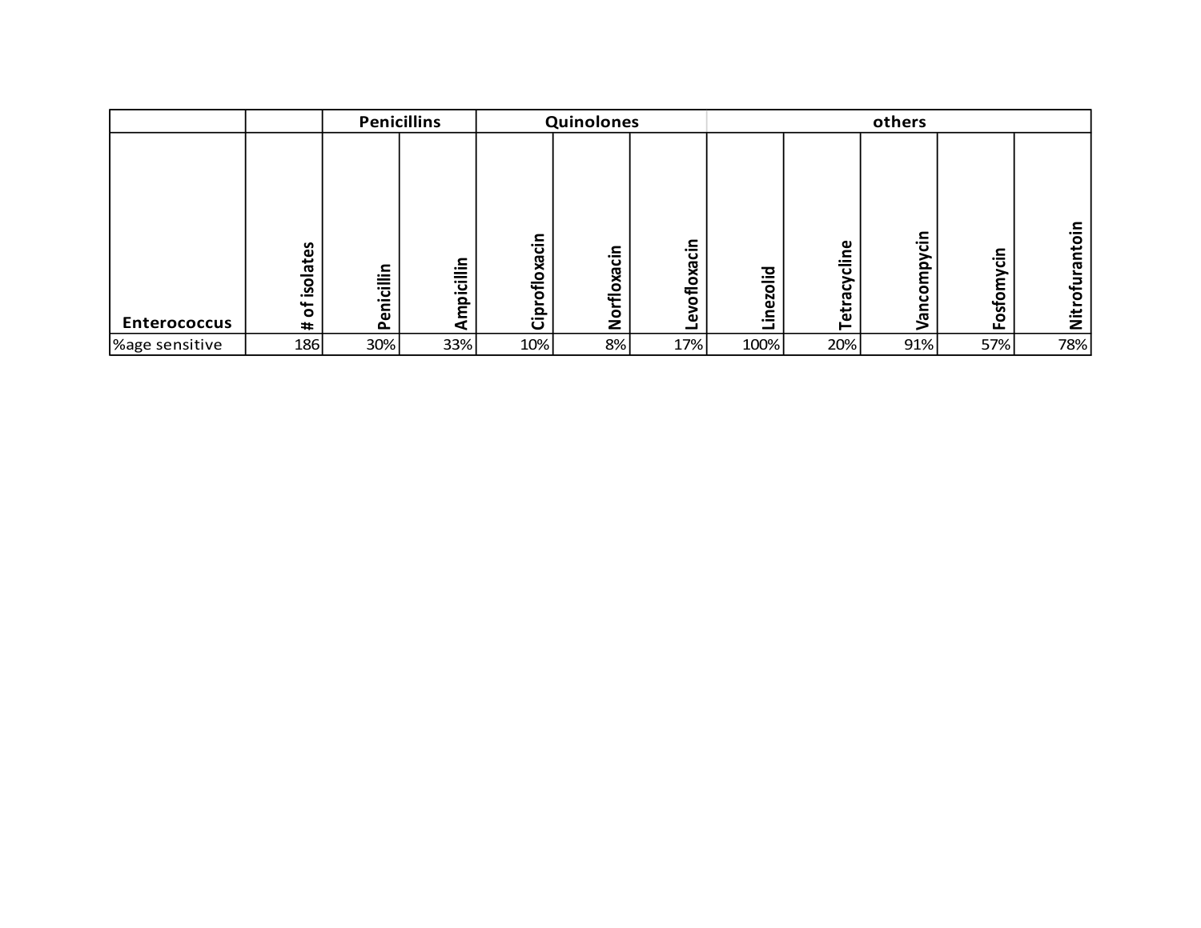| | | Penicillins | | Quinolones | | | others | | | | |
|---|---|---|---|---|---|---|---|---|---|---|---|
| Enterococcus | # of isolates | Penicillin | Ampicillin | Ciprofloxacin | Norfloxacin | Levofloxacin | Linezolid | Tetracycline | Vancompycin | Fosfomycin | Nitrofurantoin |
| %age sensitive | 186 | 30% | 33% | 10% | 8% | 17% | 100% | 20% | 91% | 57% | 78% |